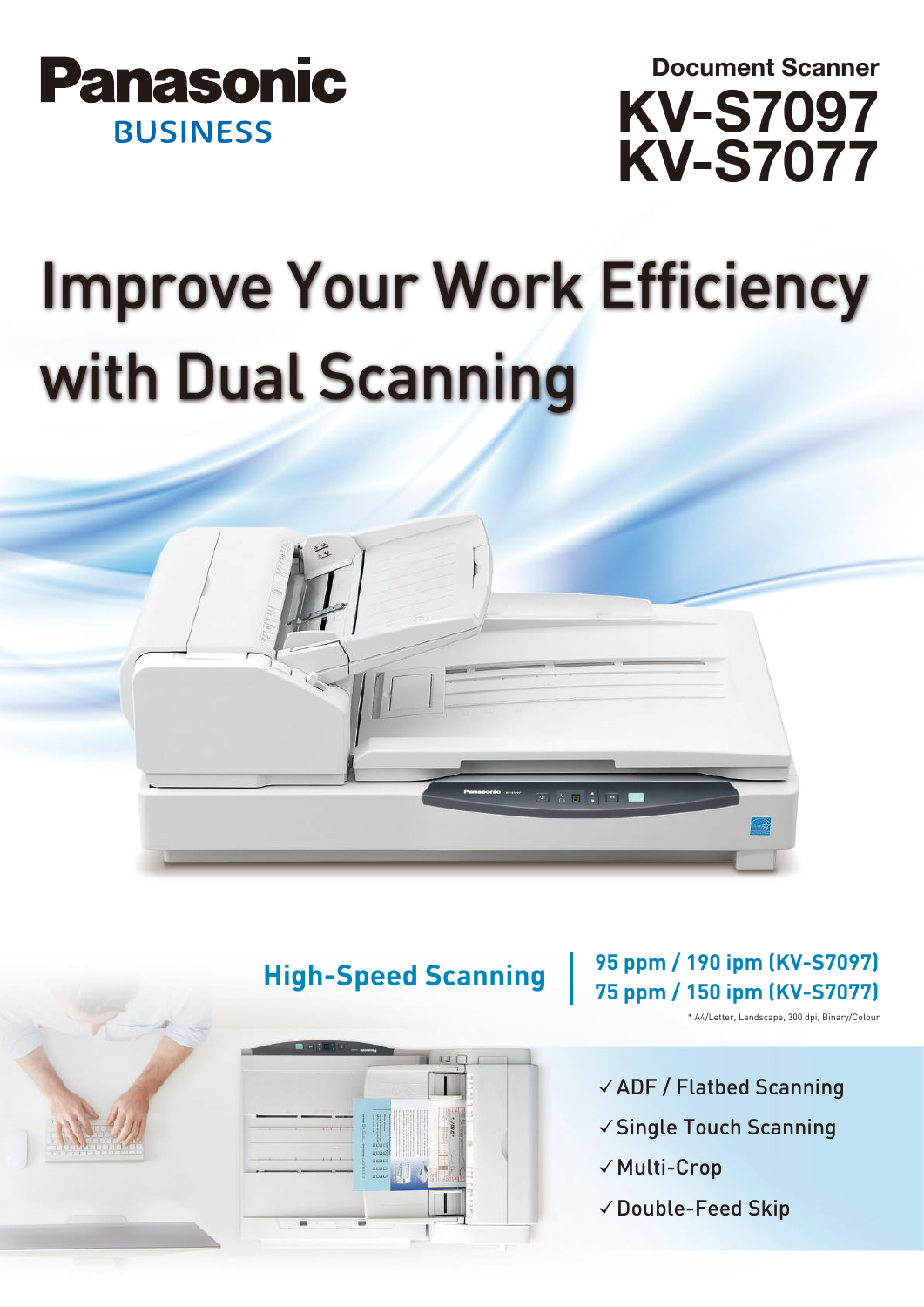Panasonic
BUSINESS

Document Scanner

# KV-S7097
# KV-S7077

# Improve Your Work Efficiency with Dual Scanning

## High-Speed Scanning

**95 ppm / 190 ipm (KV-S7097)**
**75 ppm / 150 ipm (KV-S7077)**

\* A4/Letter, Landscape, 300 dpi, Binary/Colour

- ✓ ADF / Flatbed Scanning
- ✓ Single Touch Scanning
- ✓ Multi-Crop
- ✓ Double-Feed Skip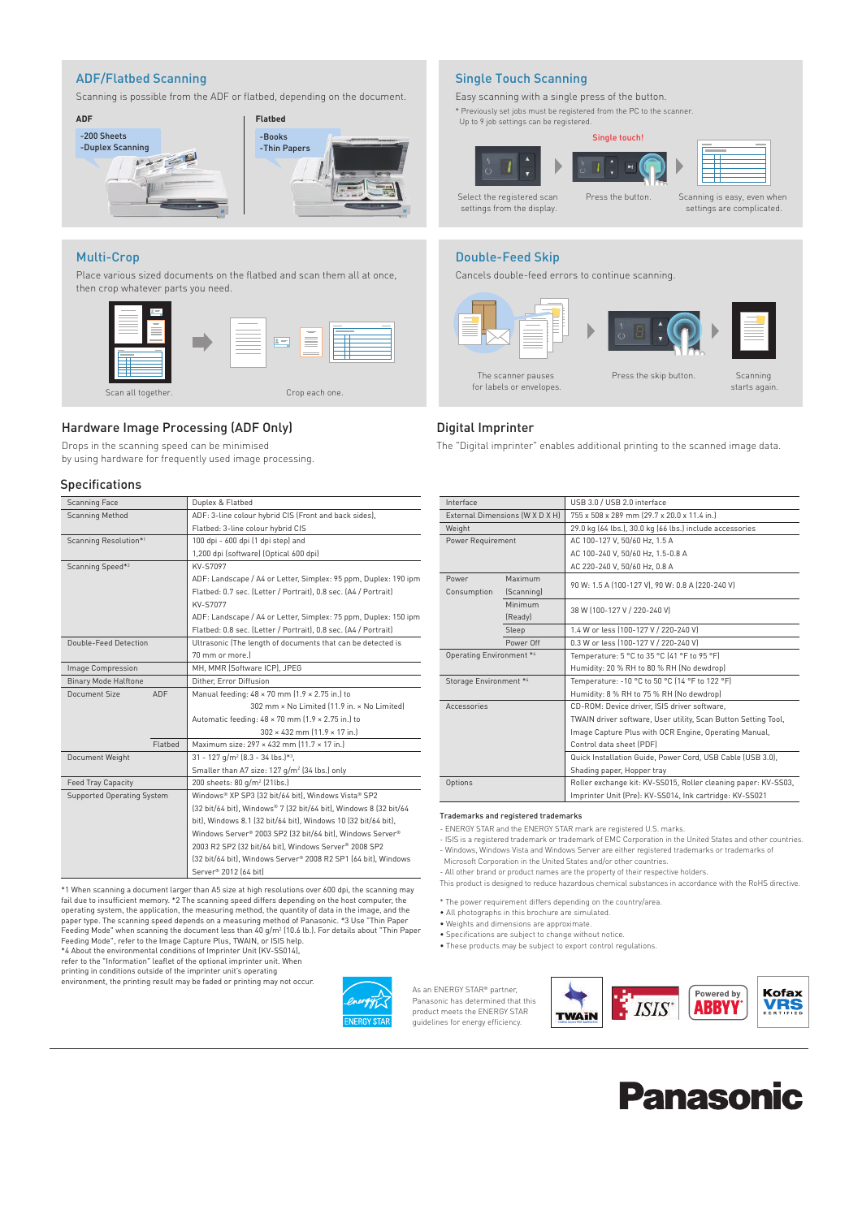## ADF/Flatbed Scanning

Scanning is possible from the ADF or flatbed, depending on the document.

**ADF**

- 200 Sheets
- Duplex Scanning

**Flatbed**

- Books
- Thin Papers

## Single Touch Scanning

Easy scanning with a single press of the button.

* Previously set jobs must be registered from the PC to the scanner.
Up to 9 job settings can be registered.

Single touch!

Select the registered scan settings from the display. Press the button. Scanning is easy, even when settings are complicated.

## Multi-Crop

Place various sized documents on the flatbed and scan them all at once, then crop whatever parts you need.

Scan all together. Crop each one.

## Double-Feed Skip

Cancels double-feed errors to continue scanning.

The scanner pauses for labels or envelopes. Press the skip button. Scanning starts again.

## Hardware Image Processing (ADF Only)

Drops in the scanning speed can be minimised by using hardware for frequently used image processing.

## Digital Imprinter

The "Digital imprinter" enables additional printing to the scanned image data.

## Specifications

| | | |
|---|---|---|
| Scanning Face | | Duplex & Flatbed |
| Scanning Method | | ADF: 3-line colour hybrid CIS (Front and back sides), Flatbed: 3-line colour hybrid CIS |
| Scanning Resolution*1 | | 100 dpi - 600 dpi (1 dpi step) and 1,200 dpi (software) (Optical 600 dpi) |
| Scanning Speed*2 | | KV-S7097 ADF: Landscape / A4 or Letter, Simplex: 95 ppm, Duplex: 190 ipm Flatbed: 0.7 sec. (Letter / Portrait), 0.8 sec. (A4 / Portrait) KV-S7077 ADF: Landscape / A4 or Letter, Simplex: 75 ppm, Duplex: 150 ipm Flatbed: 0.8 sec. (Letter / Portrait), 0.8 sec. (A4 / Portrait) |
| Double-Feed Detection | | Ultrasonic (The length of documents that can be detected is 70 mm or more.) |
| Image Compression | | MH, MMR (Software ICP), JPEG |
| Binary Mode Halftone | | Dither, Error Diffusion |
| Document Size | ADF | Manual feeding: 48 × 70 mm (1.9 × 2.75 in.) to 302 mm × No Limited (11.9 in. × No Limited) Automatic feeding: 48 × 70 mm (1.9 × 2.75 in.) to 302 × 432 mm (11.9 × 17 in.) |
| | Flatbed | Maximum size: 297 × 432 mm (11.7 × 17 in.) |
| Document Weight | | 31 - 127 g/m² (8.3 - 34 lbs.)*3, Smaller than A7 size: 127 g/m² (34 lbs.) only |
| Feed Tray Capacity | | 200 sheets: 80 g/m² (21lbs.) |
| Supported Operating System | | Windows® XP SP3 (32 bit/64 bit), Windows Vista® SP2 (32 bit/64 bit), Windows® 7 (32 bit/64 bit), Windows 8 (32 bit/64 bit), Windows 8.1 (32 bit/64 bit), Windows 10 (32 bit/64 bit), Windows Server® 2003 SP2 (32 bit/64 bit), Windows Server® 2003 R2 SP2 (32 bit/64 bit), Windows Server® 2008 SP2 (32 bit/64 bit), Windows Server® 2008 R2 SP1 (64 bit), Windows Server® 2012 (64 bit) |

*1 When scanning a document larger than A5 size at high resolutions over 600 dpi, the scanning may fail due to insufficient memory. *2 The scanning speed differs depending on the host computer, the operating system, the application, the measuring method, the quantity of data in the image, and the paper type. The scanning speed depends on a measuring method of Panasonic. *3 Use "Thin Paper Feeding Mode" when scanning the document less than 40 g/m² (10.6 lb.). For details about "Thin Paper Feeding Mode", refer to the Image Capture Plus, TWAIN, or ISIS help.
*4 About the environmental conditions of Imprinter Unit (KV-SS014), refer to the "Information" leaflet of the optional imprinter unit. When printing in conditions outside of the imprinter unit's operating environment, the printing result may be faded or printing may not occur.

| | | |
|---|---|---|
| Interface | | USB 3.0 / USB 2.0 interface |
| External Dimensions (W X D X H) | | 755 x 508 x 289 mm (29.7 x 20.0 x 11.4 in.) |
| Weight | | 29.0 kg (64 lbs.), 30.0 kg (66 lbs.) include accessories |
| Power Requirement | | AC 100-127 V, 50/60 Hz, 1.5 A AC 100-240 V, 50/60 Hz, 1.5-0.8 A AC 220-240 V, 50/60 Hz, 0.8 A |
| Power Consumption | Maximum (Scanning) | 90 W: 1.5 A (100-127 V), 90 W: 0.8 A (220-240 V) |
| | Minimum (Ready) | 38 W (100-127 V / 220-240 V) |
| | Sleep | 1.4 W or less (100-127 V / 220-240 V) |
| | Power Off | 0.3 W or less (100-127 V / 220-240 V) |
| Operating Environment *4 | | Temperature: 5 °C to 35 °C (41 °F to 95 °F) Humidity: 20 % RH to 80 % RH (No dewdrop) |
| Storage Environment *4 | | Temperature: -10 °C to 50 °C (14 °F to 122 °F) Humidity: 8 % RH to 75 % RH (No dewdrop) |
| Accessories | | CD-ROM: Device driver, ISIS driver software, TWAIN driver software, User utility, Scan Button Setting Tool, Image Capture Plus with OCR Engine, Operating Manual, Control data sheet (PDF) |
| | | Quick Installation Guide, Power Cord, USB Cable (USB 3.0), Shading paper, Hopper tray |
| Options | | Roller exchange kit: KV-SS015, Roller cleaning paper: KV-SS03, Imprinter Unit (Pre): KV-SS014, Ink cartridge: KV-SS021 |

**Trademarks and registered trademarks**

- ENERGY STAR and the ENERGY STAR mark are registered U.S. marks.
- ISIS is a registered trademark or trademark of EMC Corporation in the United States and other countries.
- Windows, Windows Vista and Windows Server are either registered trademarks or trademarks of Microsoft Corporation in the United States and/or other countries.
- All other brand or product names are the property of their respective holders.

This product is designed to reduce hazardous chemical substances in accordance with the RoHS directive.

- The power requirement differs depending on the country/area.
- All photographs in this brochure are simulated.
- Weights and dimensions are approximate.
- Specifications are subject to change without notice.
- These products may be subject to export control regulations.

As an ENERGY STAR® partner, Panasonic has determined that this product meets the ENERGY STAR guidelines for energy efficiency.

Panasonic